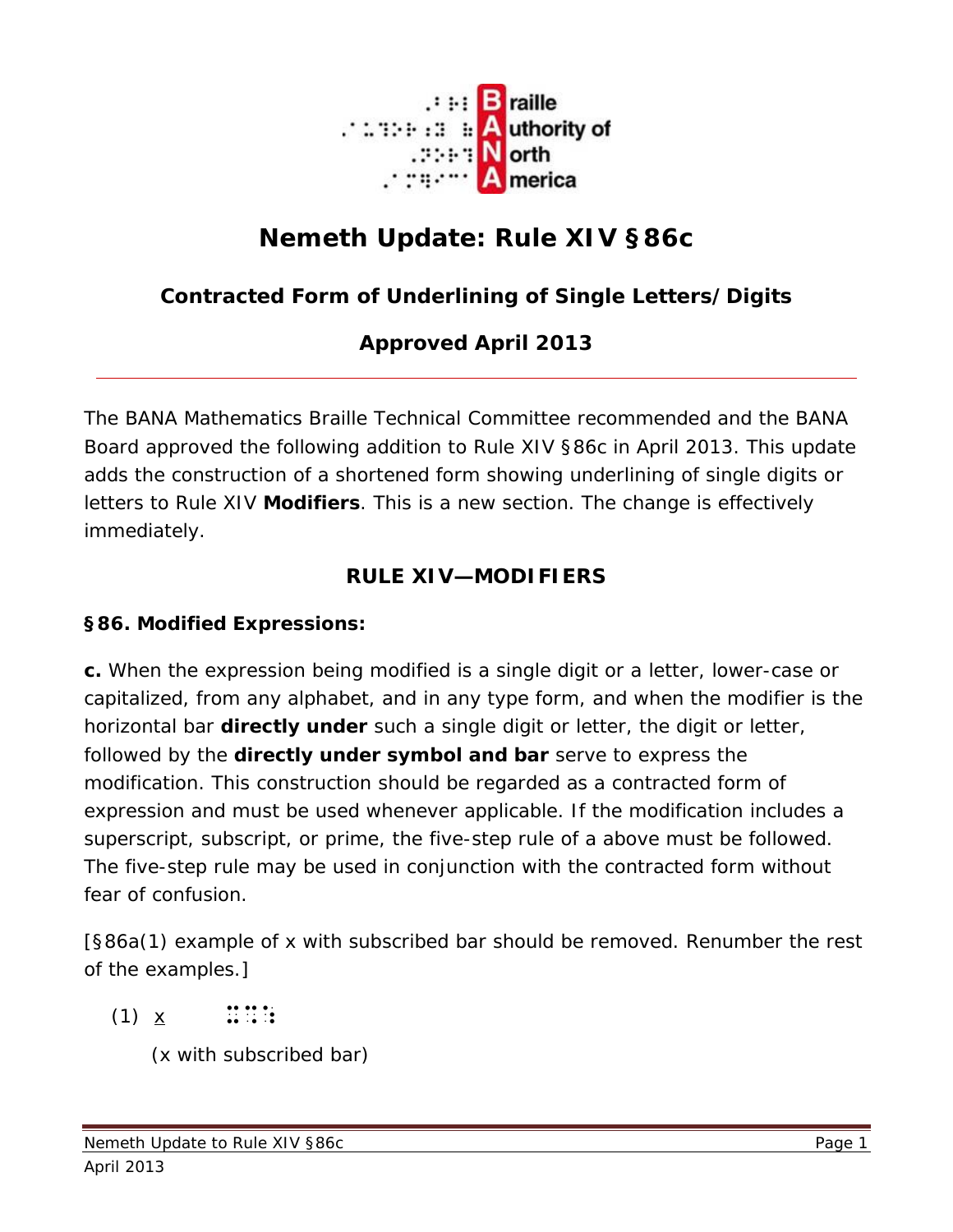Braille Authority of North America

# Nemeth Update: Rule XIV §86c

## Contracted Form of Underlining of Single Letters/Digits

## Approved April 2013

---

The BANA Mathematics Braille Technical Committee recommended and the BANA Board approved the following addition to Rule XIV §86c in April 2013. This update adds the construction of a shortened form showing underlining of single digits or letters to Rule XIV **Modifiers**. This is a new section. The change is effectively immediately.

### RULE XIV—MODIFIERS

**§86. Modified Expressions:**

**c.** When the expression being modified is a single digit or a letter, lower-case or capitalized, from any alphabet, and in any type form, and when the modifier is the horizontal bar **directly under** such a single digit or letter, the digit or letter, followed by the **directly under symbol and bar** serve to express the modification. This construction should be regarded as a contracted form of expression and must be used whenever applicable. If the modification includes a superscript, subscript, or prime, the five-step rule of a above must be followed. The five-step rule may be used in conjunction with the contracted form without fear of confusion.

[§86a(1) example of x with subscribed bar should be removed. Renumber the rest of the examples.]

(1) $\underline{x}$ ⠭⠩⠱

(x with subscribed bar)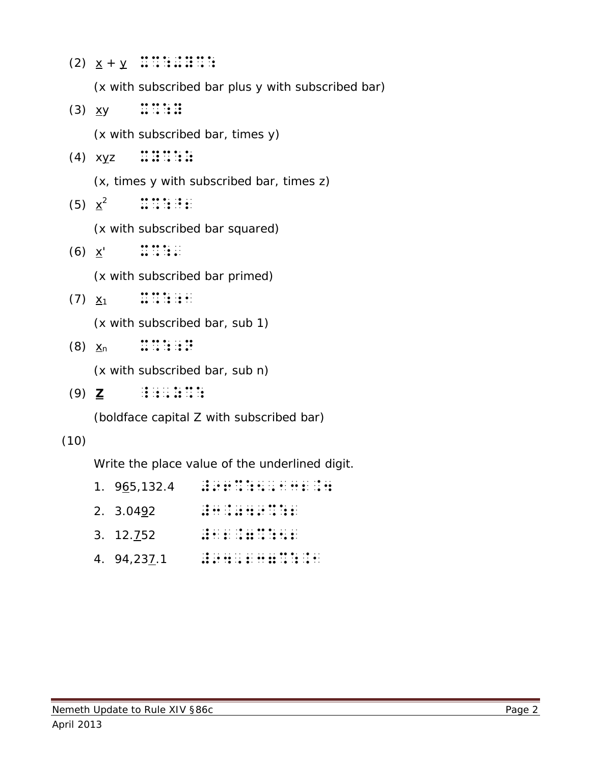(2) $\underline{x} + \underline{y}$ ⠭⠩⠱⠬⠽⠩⠱

(x with subscribed bar plus y with subscribed bar)

(3) $\underline{x}y$ ⠭⠩⠱⠽

(x with subscribed bar, times y)

(4) $x\underline{y}z$ ⠭⠽⠩⠱⠵

(x, times y with subscribed bar, times z)

(5) $\underline{x}^2$ ⠭⠩⠱⠘⠆

(x with subscribed bar squared)

(6) $\underline{x}'$ ⠭⠩⠱⠄

(x with subscribed bar primed)

(7) $\underline{x}_1$ ⠭⠩⠱⠰⠂

(x with subscribed bar, sub 1)

(8) $\underline{x}_n$ ⠭⠩⠱⠰⠝

(x with subscribed bar, sub n)

(9) $\underline{\mathbf{Z}}$ ⠸⠰⠠⠵⠩⠱

(boldface capital Z with subscribed bar)

(10)

Write the place value of the underlined digit.

1. 9<u>6</u>5,132.4 ⠼⠔⠐⠖⠩⠱⠢⠠⠂⠒⠆⠨⠲

2. 3.04<u>9</u>2 ⠼⠒⠨⠴⠲⠐⠔⠩⠱⠆

3. 12.<u>7</u>52 ⠼⠂⠆⠨⠐⠶⠩⠱⠢⠆

4. 94,23<u>7</u>.1 ⠼⠔⠲⠠⠆⠒⠐⠶⠩⠱⠨⠂